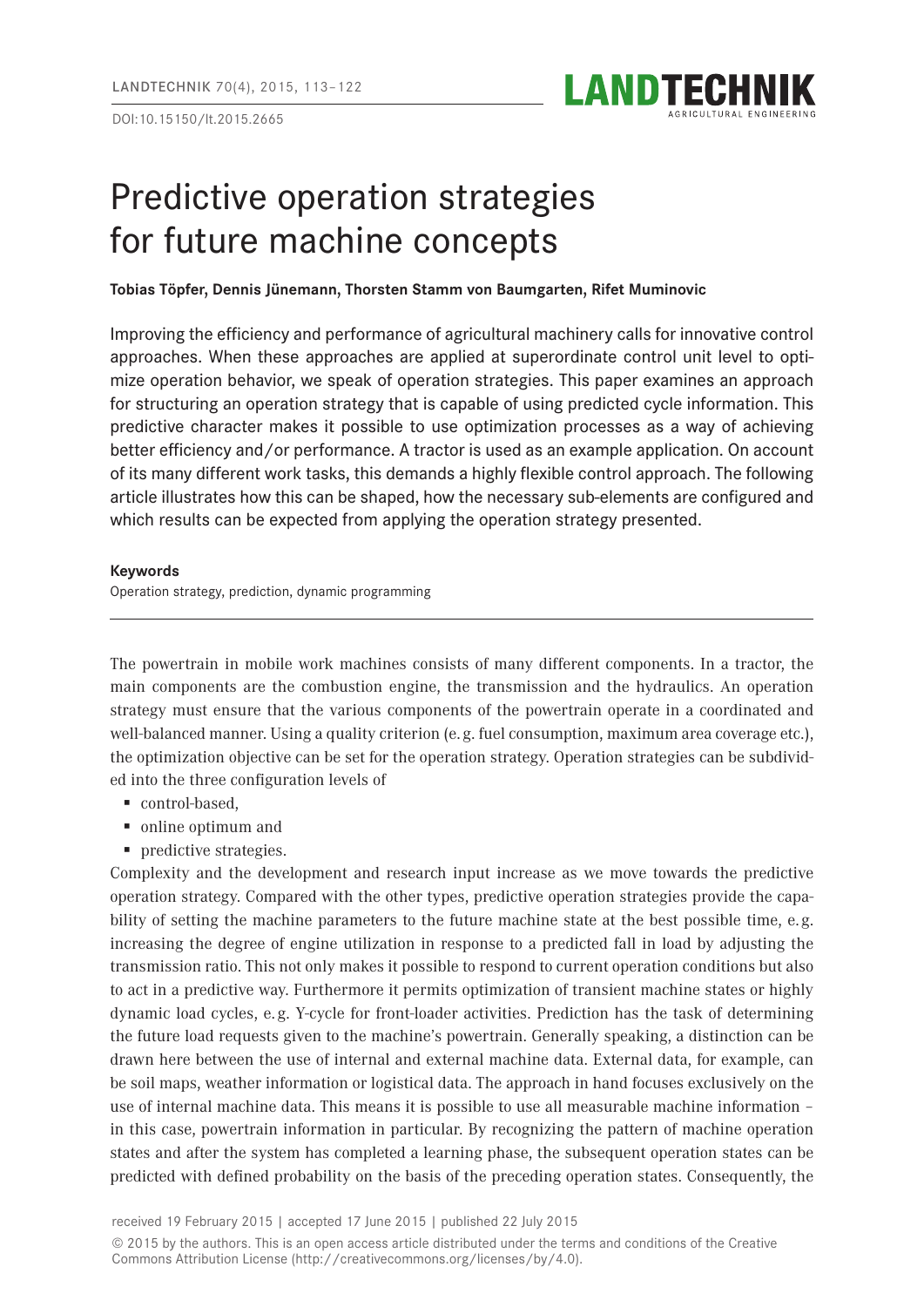# Predictive operation strategies for future machine concepts

**Tobias Töpfer, Dennis Jünemann, Thorsten Stamm von Baumgarten, Rifet Muminovic**

Improving the efficiency and performance of agricultural machinery calls for innovative control approaches. When these approaches are applied at superordinate control unit level to optimize operation behavior, we speak of operation strategies. This paper examines an approach for structuring an operation strategy that is capable of using predicted cycle information. This predictive character makes it possible to use optimization processes as a way of achieving better efficiency and/or performance. A tractor is used as an example application. On account of its many different work tasks, this demands a highly flexible control approach. The following article illustrates how this can be shaped, how the necessary sub-elements are configured and which results can be expected from applying the operation strategy presented.

**Keywords**

Operation strategy, prediction, dynamic programming

The powertrain in mobile work machines consists of many different components. In a tractor, the main components are the combustion engine, the transmission and the hydraulics. An operation strategy must ensure that the various components of the powertrain operate in a coordinated and well-balanced manner. Using a quality criterion (e.g. fuel consumption, maximum area coverage etc.), the optimization objective can be set for the operation strategy. Operation strategies can be subdivided into the three configuration levels of

- control-based,
- online optimum and
- predictive strategies.

Complexity and the development and research input increase as we move towards the predictive operation strategy. Compared with the other types, predictive operation strategies provide the capability of setting the machine parameters to the future machine state at the best possible time, e.g. increasing the degree of engine utilization in response to a predicted fall in load by adjusting the transmission ratio. This not only makes it possible to respond to current operation conditions but also to act in a predictive way. Furthermore it permits optimization of transient machine states or highly dynamic load cycles, e.g. Y-cycle for front-loader activities. Prediction has the task of determining the future load requests given to the machine's powertrain. Generally speaking, a distinction can be drawn here between the use of internal and external machine data. External data, for example, can be soil maps, weather information or logistical data. The approach in hand focuses exclusively on the use of internal machine data. This means it is possible to use all measurable machine information – in this case, powertrain information in particular. By recognizing the pattern of machine operation states and after the system has completed a learning phase, the subsequent operation states can be predicted with defined probability on the basis of the preceding operation states. Consequently, the

received 19 February 2015 | accepted 17 June 2015 | published 22 July 2015

© 2015 by the authors. This is an open access article distributed under the terms and conditions of the Creative Commons Attribution License (http://creativecommons.org/licenses/by/4.0).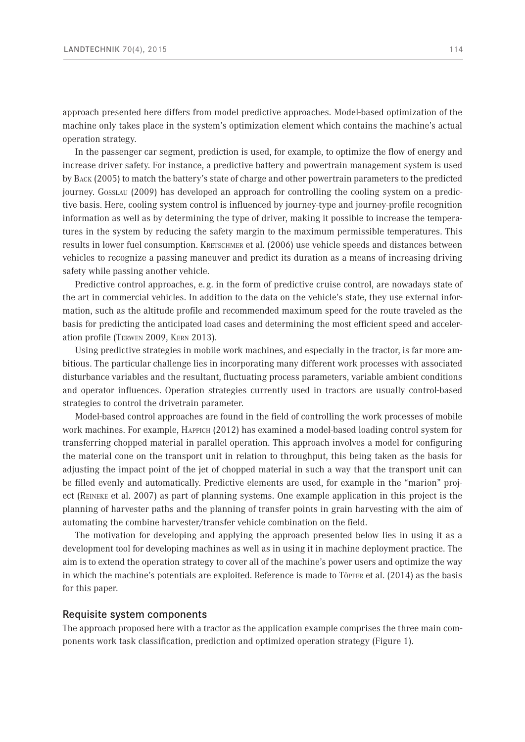approach presented here differs from model predictive approaches. Model-based optimization of the machine only takes place in the system's optimization element which contains the machine's actual operation strategy.

In the passenger car segment, prediction is used, for example, to optimize the flow of energy and increase driver safety. For instance, a predictive battery and powertrain management system is used by Back (2005) to match the battery's state of charge and other powertrain parameters to the predicted journey. Gosslau (2009) has developed an approach for controlling the cooling system on a predictive basis. Here, cooling system control is influenced by journey-type and journey-profile recognition information as well as by determining the type of driver, making it possible to increase the temperatures in the system by reducing the safety margin to the maximum permissible temperatures. This results in lower fuel consumption. Kretschmer et al. (2006) use vehicle speeds and distances between vehicles to recognize a passing maneuver and predict its duration as a means of increasing driving safety while passing another vehicle.

Predictive control approaches, e. g. in the form of predictive cruise control, are nowadays state of the art in commercial vehicles. In addition to the data on the vehicle's state, they use external information, such as the altitude profile and recommended maximum speed for the route traveled as the basis for predicting the anticipated load cases and determining the most efficient speed and acceleration profile (Terwen 2009, Kern 2013).

Using predictive strategies in mobile work machines, and especially in the tractor, is far more ambitious. The particular challenge lies in incorporating many different work processes with associated disturbance variables and the resultant, fluctuating process parameters, variable ambient conditions and operator influences. Operation strategies currently used in tractors are usually control-based strategies to control the drivetrain parameter.

Model-based control approaches are found in the field of controlling the work processes of mobile work machines. For example, Happich (2012) has examined a model-based loading control system for transferring chopped material in parallel operation. This approach involves a model for configuring the material cone on the transport unit in relation to throughput, this being taken as the basis for adjusting the impact point of the jet of chopped material in such a way that the transport unit can be filled evenly and automatically. Predictive elements are used, for example in the "marion" project (Reineke et al. 2007) as part of planning systems. One example application in this project is the planning of harvester paths and the planning of transfer points in grain harvesting with the aim of automating the combine harvester/transfer vehicle combination on the field.

The motivation for developing and applying the approach presented below lies in using it as a development tool for developing machines as well as in using it in machine deployment practice. The aim is to extend the operation strategy to cover all of the machine's power users and optimize the way in which the machine's potentials are exploited. Reference is made to Töpfer et al. (2014) as the basis for this paper.

## Requisite system components

The approach proposed here with a tractor as the application example comprises the three main components work task classification, prediction and optimized operation strategy (Figure 1).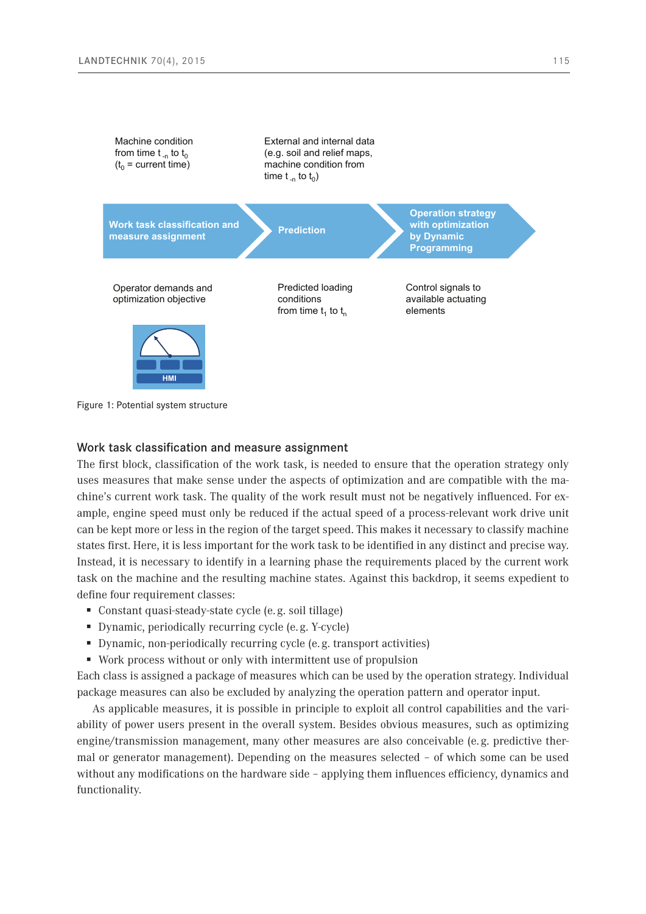Machine condition from time $t_{-n}$ to $t_0$ ($t_0$ = current time)

External and internal data (e.g. soil and relief maps, machine condition from time $t_{-n}$ to $t_0$)

**Work task classification and measure assignment** → **Prediction** → **Operation strategy with optimization by Dynamic Programming**

Operator demands and optimization objective

Predicted loading conditions from time $t_1$ to $t_n$

Control signals to available actuating elements

HMI

Figure 1: Potential system structure

## Work task classification and measure assignment

The first block, classification of the work task, is needed to ensure that the operation strategy only uses measures that make sense under the aspects of optimization and are compatible with the machine's current work task. The quality of the work result must not be negatively influenced. For example, engine speed must only be reduced if the actual speed of a process-relevant work drive unit can be kept more or less in the region of the target speed. This makes it necessary to classify machine states first. Here, it is less important for the work task to be identified in any distinct and precise way. Instead, it is necessary to identify in a learning phase the requirements placed by the current work task on the machine and the resulting machine states. Against this backdrop, it seems expedient to define four requirement classes:

- Constant quasi-steady-state cycle (e.g. soil tillage)
- Dynamic, periodically recurring cycle (e.g. Y-cycle)
- Dynamic, non-periodically recurring cycle (e.g. transport activities)
- Work process without or only with intermittent use of propulsion

Each class is assigned a package of measures which can be used by the operation strategy. Individual package measures can also be excluded by analyzing the operation pattern and operator input.

As applicable measures, it is possible in principle to exploit all control capabilities and the variability of power users present in the overall system. Besides obvious measures, such as optimizing engine/transmission management, many other measures are also conceivable (e.g. predictive thermal or generator management). Depending on the measures selected – of which some can be used without any modifications on the hardware side – applying them influences efficiency, dynamics and functionality.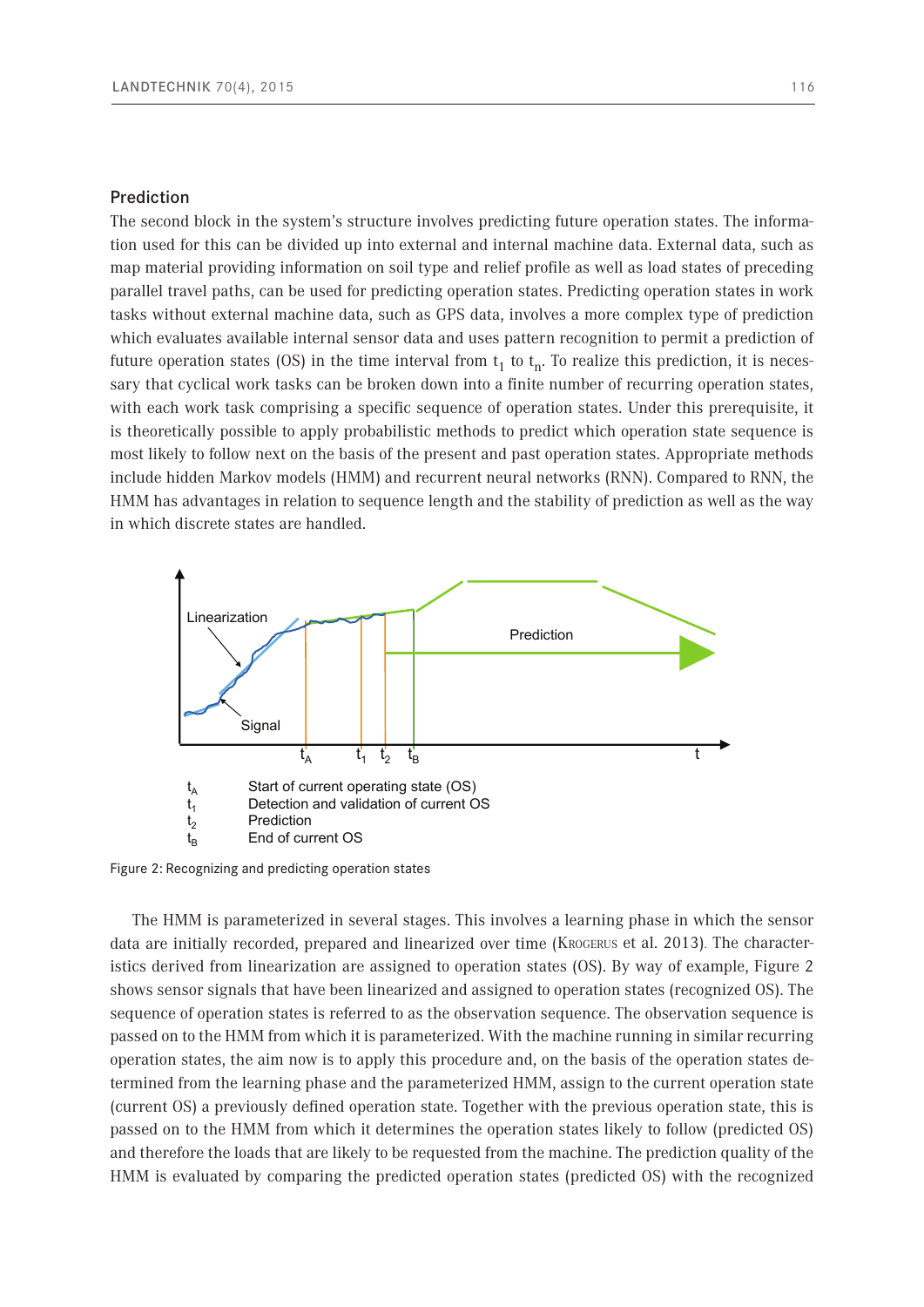## Prediction

The second block in the system's structure involves predicting future operation states. The information used for this can be divided up into external and internal machine data. External data, such as map material providing information on soil type and relief profile as well as load states of preceding parallel travel paths, can be used for predicting operation states. Predicting operation states in work tasks without external machine data, such as GPS data, involves a more complex type of prediction which evaluates available internal sensor data and uses pattern recognition to permit a prediction of future operation states (OS) in the time interval from $t_1$ to $t_n$. To realize this prediction, it is necessary that cyclical work tasks can be broken down into a finite number of recurring operation states, with each work task comprising a specific sequence of operation states. Under this prerequisite, it is theoretically possible to apply probabilistic methods to predict which operation state sequence is most likely to follow next on the basis of the present and past operation states. Appropriate methods include hidden Markov models (HMM) and recurrent neural networks (RNN). Compared to RNN, the HMM has advantages in relation to sequence length and the stability of prediction as well as the way in which discrete states are handled.

$t_A$ Start of current operating state (OS)
$t_1$ Detection and validation of current OS
$t_2$ Prediction
$t_B$ End of current OS

Figure 2: Recognizing and predicting operation states

The HMM is parameterized in several stages. This involves a learning phase in which the sensor data are initially recorded, prepared and linearized over time (Krogerus et al. 2013). The characteristics derived from linearization are assigned to operation states (OS). By way of example, Figure 2 shows sensor signals that have been linearized and assigned to operation states (recognized OS). The sequence of operation states is referred to as the observation sequence. The observation sequence is passed on to the HMM from which it is parameterized. With the machine running in similar recurring operation states, the aim now is to apply this procedure and, on the basis of the operation states determined from the learning phase and the parameterized HMM, assign to the current operation state (current OS) a previously defined operation state. Together with the previous operation state, this is passed on to the HMM from which it determines the operation states likely to follow (predicted OS) and therefore the loads that are likely to be requested from the machine. The prediction quality of the HMM is evaluated by comparing the predicted operation states (predicted OS) with the recognized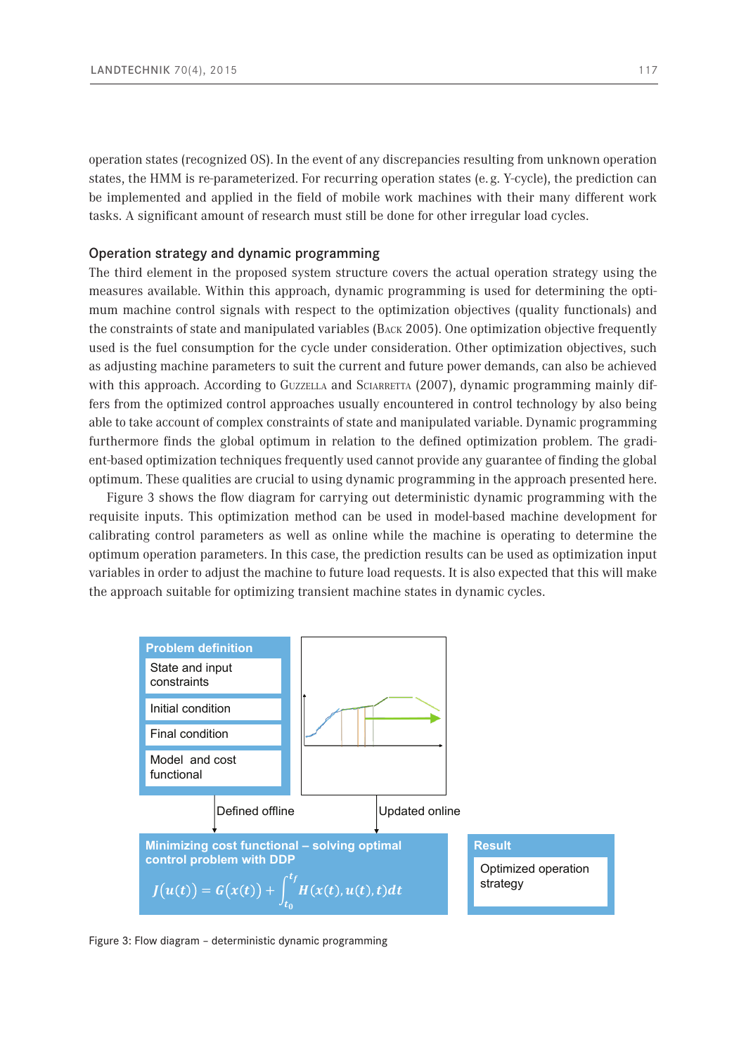operation states (recognized OS). In the event of any discrepancies resulting from unknown operation states, the HMM is re-parameterized. For recurring operation states (e. g. Y-cycle), the prediction can be implemented and applied in the field of mobile work machines with their many different work tasks. A significant amount of research must still be done for other irregular load cycles.

## Operation strategy and dynamic programming

The third element in the proposed system structure covers the actual operation strategy using the measures available. Within this approach, dynamic programming is used for determining the optimum machine control signals with respect to the optimization objectives (quality functionals) and the constraints of state and manipulated variables (Back 2005). One optimization objective frequently used is the fuel consumption for the cycle under consideration. Other optimization objectives, such as adjusting machine parameters to suit the current and future power demands, can also be achieved with this approach. According to Guzzella and Sciarretta (2007), dynamic programming mainly differs from the optimized control approaches usually encountered in control technology by also being able to take account of complex constraints of state and manipulated variable. Dynamic programming furthermore finds the global optimum in relation to the defined optimization problem. The gradient-based optimization techniques frequently used cannot provide any guarantee of finding the global optimum. These qualities are crucial to using dynamic programming in the approach presented here.

Figure 3 shows the flow diagram for carrying out deterministic dynamic programming with the requisite inputs. This optimization method can be used in model-based machine development for calibrating control parameters as well as online while the machine is operating to determine the optimum operation parameters. In this case, the prediction results can be used as optimization input variables in order to adjust the machine to future load requests. It is also expected that this will make the approach suitable for optimizing transient machine states in dynamic cycles.

**Problem definition**
- State and input constraints
- Initial condition
- Final condition
- Model and cost functional

Defined offline — Updated online

**Minimizing cost functional – solving optimal control problem with DDP**

$$J(u(t)) = G(x(t)) + \int_{t_0}^{t_f} H(x(t), u(t), t)dt$$

**Result**
- Optimized operation strategy

Figure 3: Flow diagram – deterministic dynamic programming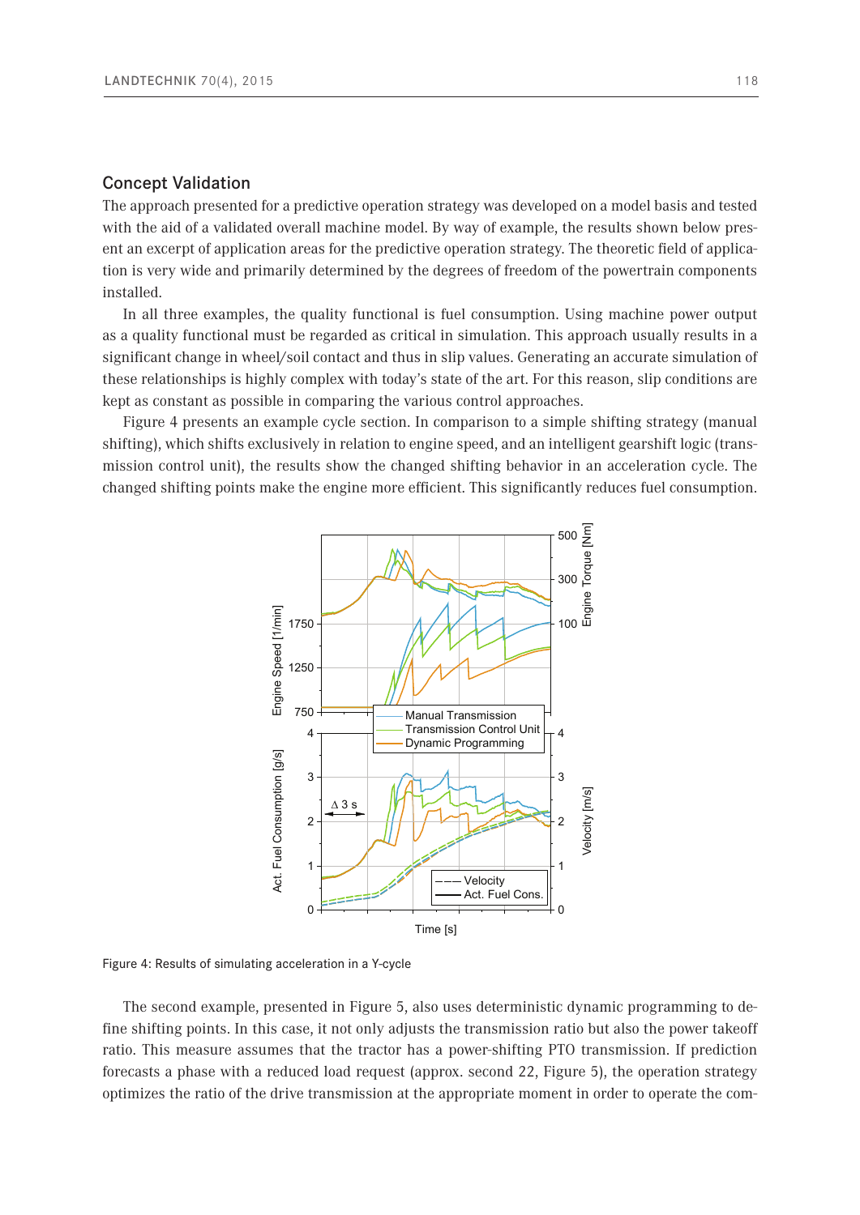## Concept Validation

The approach presented for a predictive operation strategy was developed on a model basis and tested with the aid of a validated overall machine model. By way of example, the results shown below present an excerpt of application areas for the predictive operation strategy. The theoretic field of application is very wide and primarily determined by the degrees of freedom of the powertrain components installed.

In all three examples, the quality functional is fuel consumption. Using machine power output as a quality functional must be regarded as critical in simulation. This approach usually results in a significant change in wheel/soil contact and thus in slip values. Generating an accurate simulation of these relationships is highly complex with today's state of the art. For this reason, slip conditions are kept as constant as possible in comparing the various control approaches.

Figure 4 presents an example cycle section. In comparison to a simple shifting strategy (manual shifting), which shifts exclusively in relation to engine speed, and an intelligent gearshift logic (transmission control unit), the results show the changed shifting behavior in an acceleration cycle. The changed shifting points make the engine more efficient. This significantly reduces fuel consumption.

Figure 4: Results of simulating acceleration in a Y-cycle

The second example, presented in Figure 5, also uses deterministic dynamic programming to define shifting points. In this case, it not only adjusts the transmission ratio but also the power takeoff ratio. This measure assumes that the tractor has a power-shifting PTO transmission. If prediction forecasts a phase with a reduced load request (approx. second 22, Figure 5), the operation strategy optimizes the ratio of the drive transmission at the appropriate moment in order to operate the com-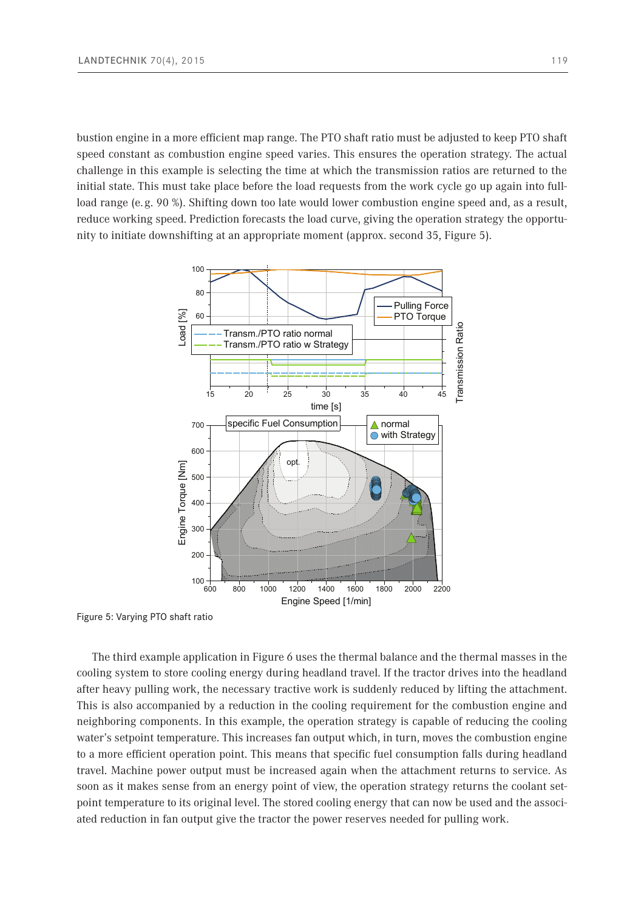bustion engine in a more efficient map range. The PTO shaft ratio must be adjusted to keep PTO shaft speed constant as combustion engine speed varies. This ensures the operation strategy. The actual challenge in this example is selecting the time at which the transmission ratios are returned to the initial state. This must take place before the load requests from the work cycle go up again into full-load range (e. g. 90 %). Shifting down too late would lower combustion engine speed and, as a result, reduce working speed. Prediction forecasts the load curve, giving the operation strategy the opportunity to initiate downshifting at an appropriate moment (approx. second 35, Figure 5).

Figure 5: Varying PTO shaft ratio

The third example application in Figure 6 uses the thermal balance and the thermal masses in the cooling system to store cooling energy during headland travel. If the tractor drives into the headland after heavy pulling work, the necessary tractive work is suddenly reduced by lifting the attachment. This is also accompanied by a reduction in the cooling requirement for the combustion engine and neighboring components. In this example, the operation strategy is capable of reducing the cooling water's setpoint temperature. This increases fan output which, in turn, moves the combustion engine to a more efficient operation point. This means that specific fuel consumption falls during headland travel. Machine power output must be increased again when the attachment returns to service. As soon as it makes sense from an energy point of view, the operation strategy returns the coolant setpoint temperature to its original level. The stored cooling energy that can now be used and the associated reduction in fan output give the tractor the power reserves needed for pulling work.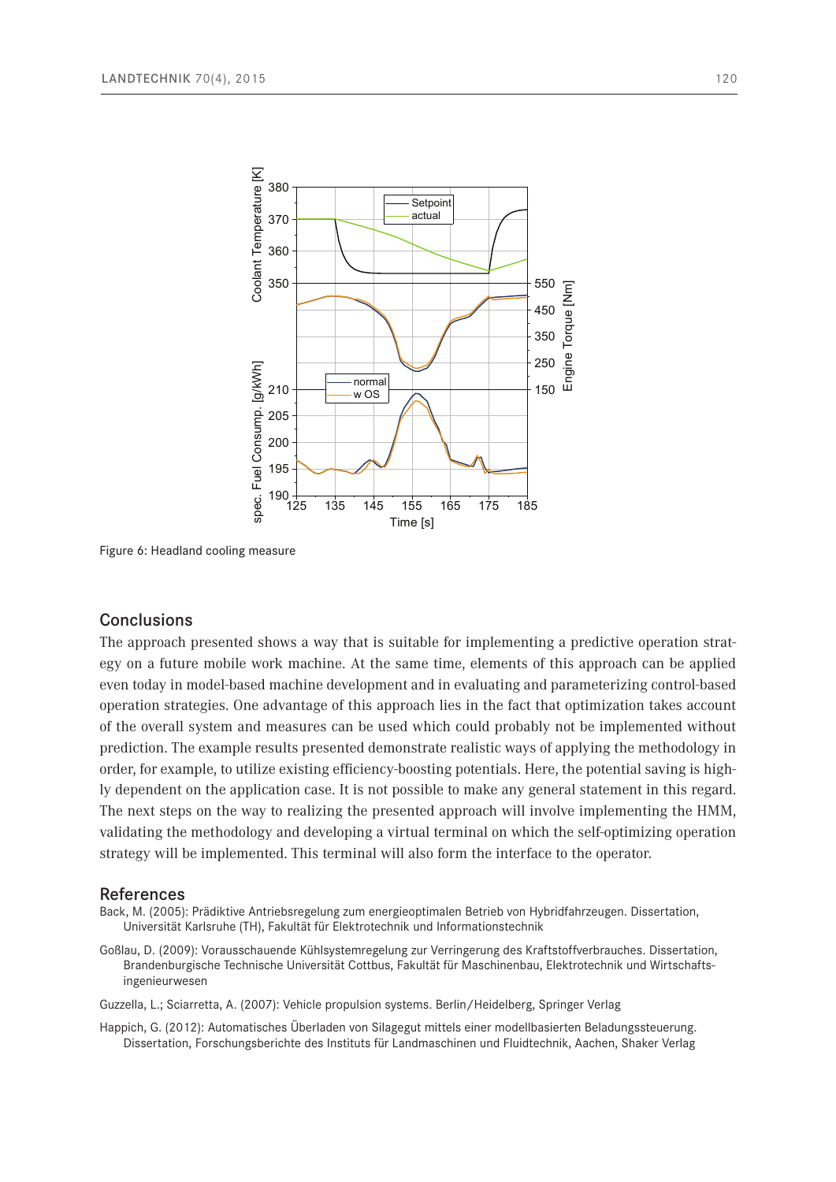Figure 6: Headland cooling measure

## Conclusions

The approach presented shows a way that is suitable for implementing a predictive operation strategy on a future mobile work machine. At the same time, elements of this approach can be applied even today in model-based machine development and in evaluating and parameterizing control-based operation strategies. One advantage of this approach lies in the fact that optimization takes account of the overall system and measures can be used which could probably not be implemented without prediction. The example results presented demonstrate realistic ways of applying the methodology in order, for example, to utilize existing efficiency-boosting potentials. Here, the potential saving is highly dependent on the application case. It is not possible to make any general statement in this regard. The next steps on the way to realizing the presented approach will involve implementing the HMM, validating the methodology and developing a virtual terminal on which the self-optimizing operation strategy will be implemented. This terminal will also form the interface to the operator.

## References

Back, M. (2005): Prädiktive Antriebsregelung zum energieoptimalen Betrieb von Hybridfahrzeugen. Dissertation, Universität Karlsruhe (TH), Fakultät für Elektrotechnik und Informationstechnik

Goßlau, D. (2009): Vorausschauende Kühlsystemregelung zur Verringerung des Kraftstoffverbrauches. Dissertation, Brandenburgische Technische Universität Cottbus, Fakultät für Maschinenbau, Elektrotechnik und Wirtschaftsingenieurwesen

Guzzella, L.; Sciarretta, A. (2007): Vehicle propulsion systems. Berlin/Heidelberg, Springer Verlag

Happich, G. (2012): Automatisches Überladen von Silagegut mittels einer modellbasierten Beladungssteuerung. Dissertation, Forschungsberichte des Instituts für Landmaschinen und Fluidtechnik, Aachen, Shaker Verlag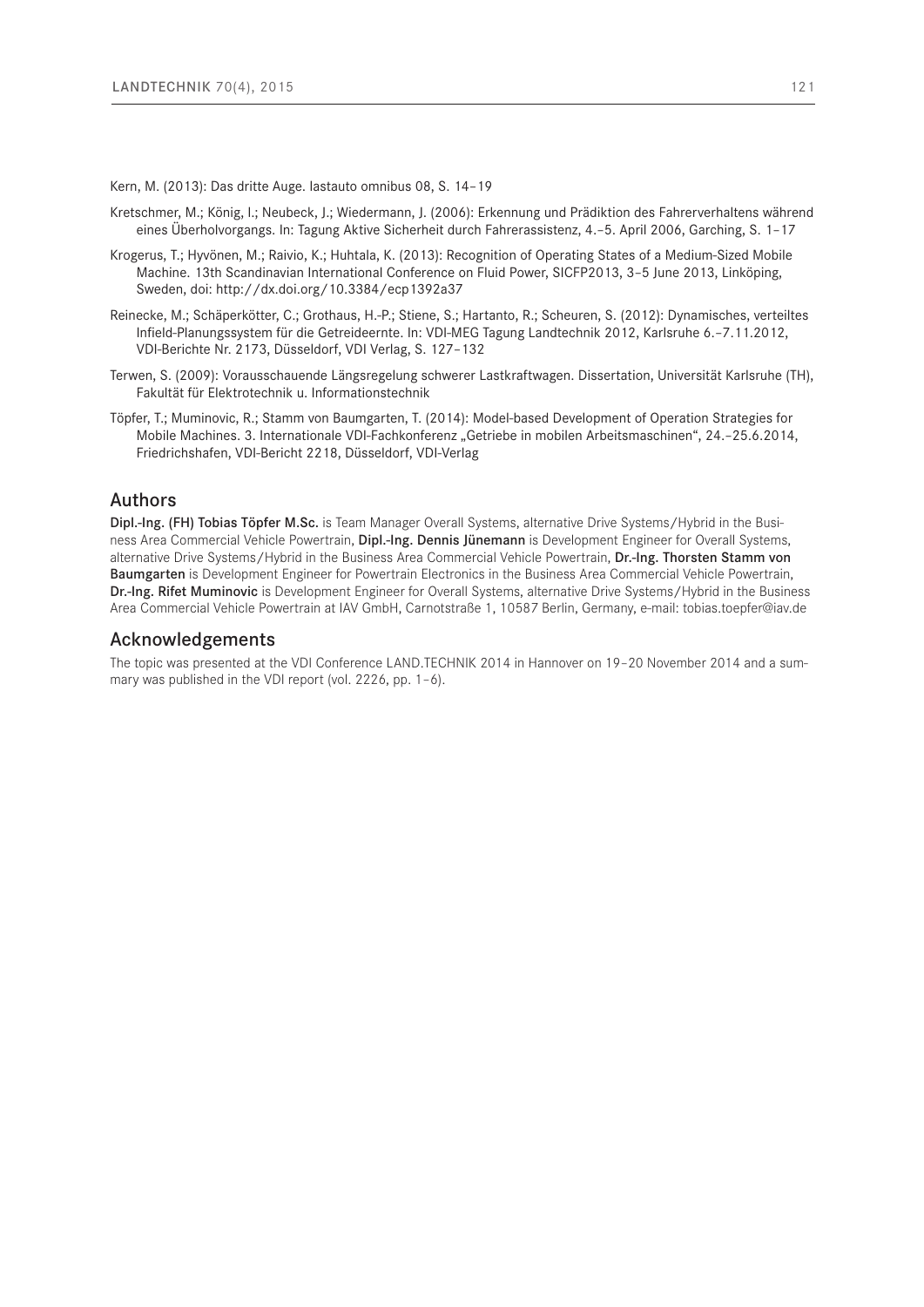Kern, M. (2013): Das dritte Auge. lastauto omnibus 08, S. 14–19

Kretschmer, M.; König, I.; Neubeck, J.; Wiedermann, J. (2006): Erkennung und Prädiktion des Fahrerverhaltens während eines Überholvorgangs. In: Tagung Aktive Sicherheit durch Fahrerassistenz, 4.–5. April 2006, Garching, S. 1–17

Krogerus, T.; Hyvönen, M.; Raivio, K.; Huhtala, K. (2013): Recognition of Operating States of a Medium-Sized Mobile Machine. 13th Scandinavian International Conference on Fluid Power, SICFP2013, 3–5 June 2013, Linköping, Sweden, doi: http://dx.doi.org/10.3384/ecp1392a37

Reinecke, M.; Schäperkötter, C.; Grothaus, H.-P.; Stiene, S.; Hartanto, R.; Scheuren, S. (2012): Dynamisches, verteiltes Infield-Planungssystem für die Getreideernte. In: VDI-MEG Tagung Landtechnik 2012, Karlsruhe 6.–7.11.2012, VDI-Berichte Nr. 2173, Düsseldorf, VDI Verlag, S. 127–132

Terwen, S. (2009): Vorausschauende Längsregelung schwerer Lastkraftwagen. Dissertation, Universität Karlsruhe (TH), Fakultät für Elektrotechnik u. Informationstechnik

Töpfer, T.; Muminovic, R.; Stamm von Baumgarten, T. (2014): Model-based Development of Operation Strategies for Mobile Machines. 3. Internationale VDI-Fachkonferenz „Getriebe in mobilen Arbeitsmaschinen“, 24.–25.6.2014, Friedrichshafen, VDI-Bericht 2218, Düsseldorf, VDI-Verlag

## Authors

**Dipl.-Ing. (FH) Tobias Töpfer M.Sc.** is Team Manager Overall Systems, alternative Drive Systems/Hybrid in the Business Area Commercial Vehicle Powertrain, **Dipl.-Ing. Dennis Jünemann** is Development Engineer for Overall Systems, alternative Drive Systems/Hybrid in the Business Area Commercial Vehicle Powertrain, **Dr.-Ing. Thorsten Stamm von Baumgarten** is Development Engineer for Powertrain Electronics in the Business Area Commercial Vehicle Powertrain, **Dr.-Ing. Rifet Muminovic** is Development Engineer for Overall Systems, alternative Drive Systems/Hybrid in the Business Area Commercial Vehicle Powertrain at IAV GmbH, Carnotstraße 1, 10587 Berlin, Germany, e-mail: tobias.toepfer@iav.de

## Acknowledgements

The topic was presented at the VDI Conference LAND.TECHNIK 2014 in Hannover on 19–20 November 2014 and a summary was published in the VDI report (vol. 2226, pp. 1–6).